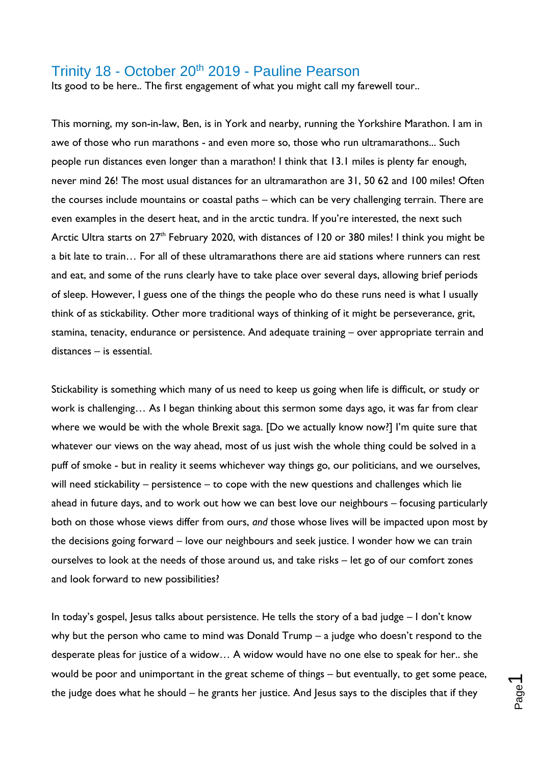## Trinity 18 - October 20th 2019 - Pauline Pearson

Its good to be here.. The first engagement of what you might call my farewell tour..

This morning, my son-in-law, Ben, is in York and nearby, running the Yorkshire Marathon. I am in awe of those who run marathons - and even more so, those who run ultramarathons... Such people run distances even longer than a marathon! I think that 13.1 miles is plenty far enough, never mind 26! The most usual distances for an ultramarathon are 31, 50 62 and 100 miles! Often the courses include mountains or coastal paths – which can be very challenging terrain. There are even examples in the desert heat, and in the arctic tundra. If you're interested, the next such Arctic Ultra starts on 27th February 2020, with distances of 120 or 380 miles! I think you might be a bit late to train… For all of these ultramarathons there are aid stations where runners can rest and eat, and some of the runs clearly have to take place over several days, allowing brief periods of sleep. However, I guess one of the things the people who do these runs need is what I usually think of as stickability. Other more traditional ways of thinking of it might be perseverance, grit, stamina, tenacity, endurance or persistence. And adequate training – over appropriate terrain and distances – is essential.

Stickability is something which many of us need to keep us going when life is difficult, or study or work is challenging… As I began thinking about this sermon some days ago, it was far from clear where we would be with the whole Brexit saga. [Do we actually know now?] I'm quite sure that whatever our views on the way ahead, most of us just wish the whole thing could be solved in a puff of smoke - but in reality it seems whichever way things go, our politicians, and we ourselves, will need stickability – persistence – to cope with the new questions and challenges which lie ahead in future days, and to work out how we can best love our neighbours – focusing particularly both on those whose views differ from ours, *and* those whose lives will be impacted upon most by the decisions going forward – love our neighbours and seek justice. I wonder how we can train ourselves to look at the needs of those around us, and take risks – let go of our comfort zones and look forward to new possibilities?

In today's gospel, Jesus talks about persistence. He tells the story of a bad judge – I don't know why but the person who came to mind was Donald Trump – a judge who doesn't respond to the desperate pleas for justice of a widow… A widow would have no one else to speak for her.. she would be poor and unimportant in the great scheme of things – but eventually, to get some peace, the judge does what he should – he grants her justice. And Jesus says to the disciples that if they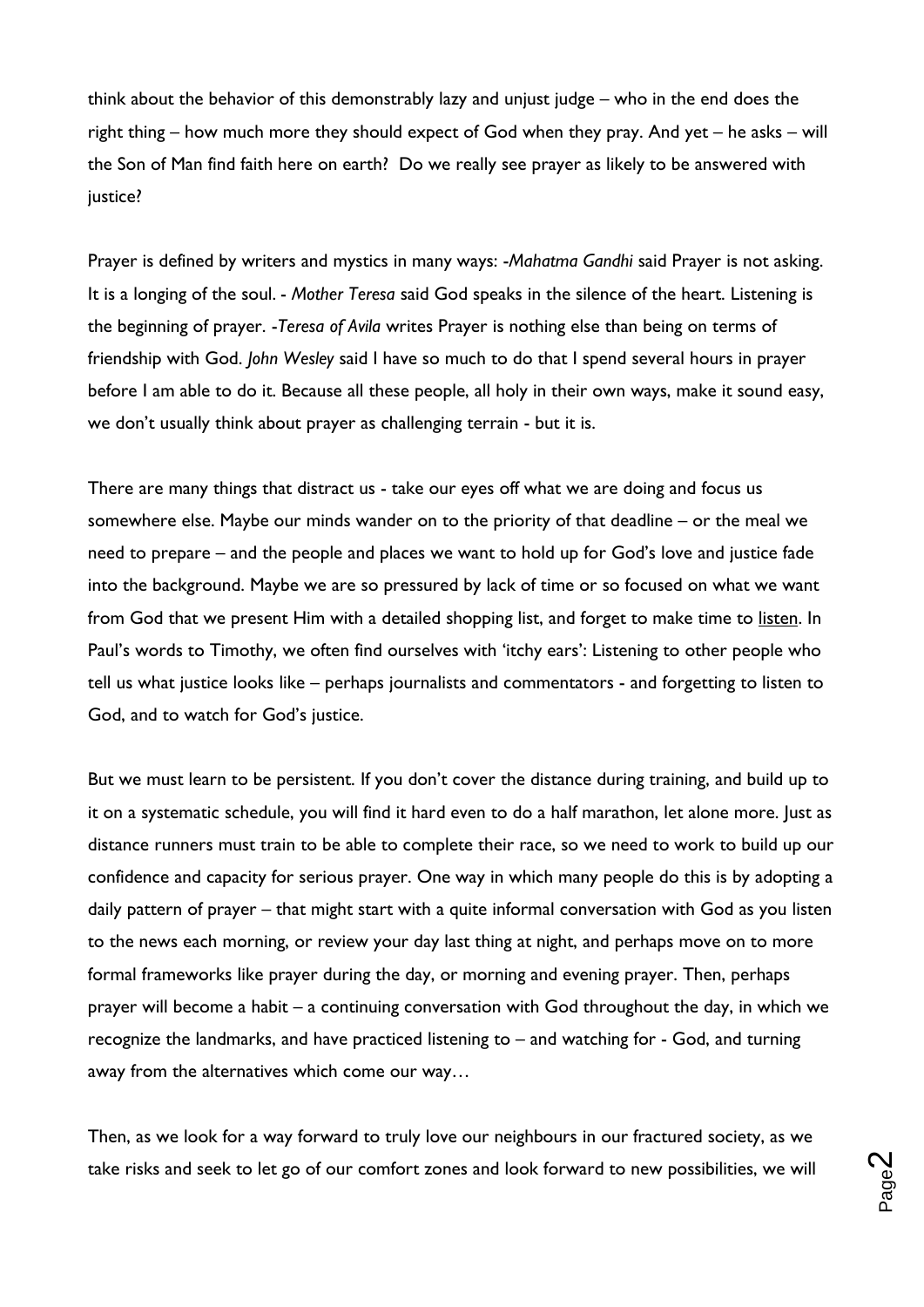think about the behavior of this demonstrably lazy and unjust judge – who in the end does the right thing – how much more they should expect of God when they pray. And yet – he asks – will the Son of Man find faith here on earth? Do we really see prayer as likely to be answered with justice?

Prayer is defined by writers and mystics in many ways: -*Mahatma Gandhi* said Prayer is not asking. It is a longing of the soul. - *Mother Teresa* said God speaks in the silence of the heart. Listening is the beginning of prayer. -*Teresa of Avila* writes Prayer is nothing else than being on terms of friendship with God. *John Wesley* said I have so much to do that I spend several hours in prayer before I am able to do it. Because all these people, all holy in their own ways, make it sound easy, we don't usually think about prayer as challenging terrain - but it is.

There are many things that distract us - take our eyes off what we are doing and focus us somewhere else. Maybe our minds wander on to the priority of that deadline – or the meal we need to prepare – and the people and places we want to hold up for God's love and justice fade into the background. Maybe we are so pressured by lack of time or so focused on what we want from God that we present Him with a detailed shopping list, and forget to make time to <u>listen</u>. In Paul's words to Timothy, we often find ourselves with 'itchy ears': Listening to other people who tell us what justice looks like – perhaps journalists and commentators - and forgetting to listen to God, and to watch for God's justice.

But we must learn to be persistent. If you don't cover the distance during training, and build up to it on a systematic schedule, you will find it hard even to do a half marathon, let alone more. Just as distance runners must train to be able to complete their race, so we need to work to build up our confidence and capacity for serious prayer. One way in which many people do this is by adopting a daily pattern of prayer – that might start with a quite informal conversation with God as you listen to the news each morning, or review your day last thing at night, and perhaps move on to more formal frameworks like prayer during the day, or morning and evening prayer. Then, perhaps prayer will become a habit – a continuing conversation with God throughout the day, in which we recognize the landmarks, and have practiced listening to – and watching for - God, and turning away from the alternatives which come our way…

Then, as we look for a way forward to truly love our neighbours in our fractured society, as we take risks and seek to let go of our comfort zones and look forward to new possibilities, we will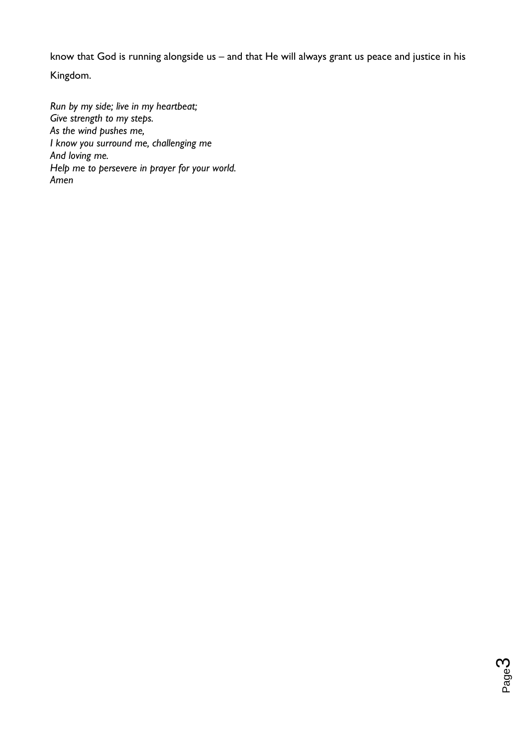know that God is running alongside us – and that He will always grant us peace and justice in his Kingdom.

*Run by my side; live in my heartbeat;*
*Give strength to my steps.*
*As the wind pushes me,*
*I know you surround me, challenging me*
*And loving me.*
*Help me to persevere in prayer for your world.*
*Amen*